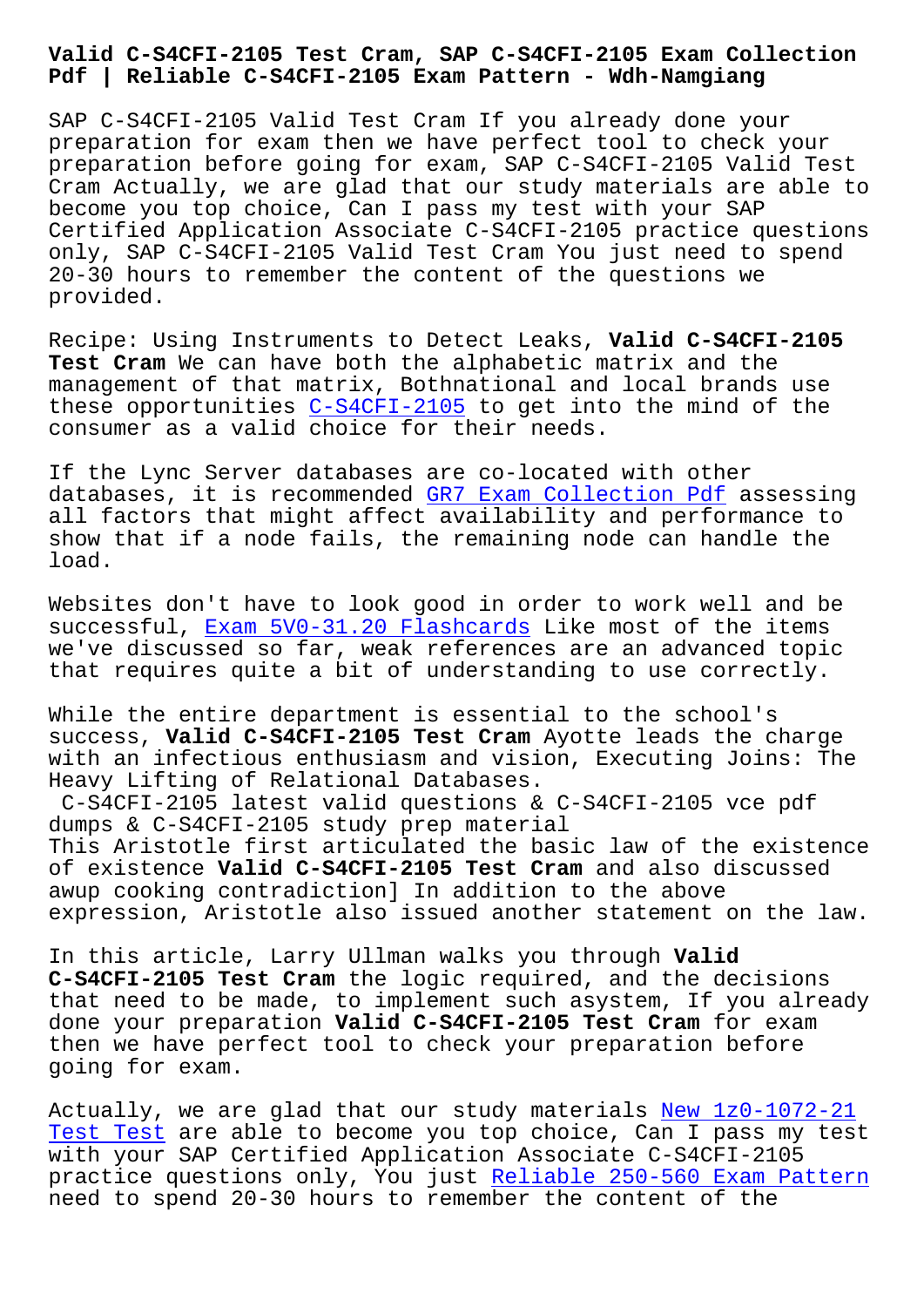# Valid C-S4CFI-2105 Test Cram, SAP C-S4CFI-2105 Exam Collection Pdf | Reliable C-S4CFI-2105 Exam Pattern - Wdh-Namgiang

SAP C-S4CFI-2105 Valid Test Cram If you already done your preparation for exam then we have perfect tool to check your preparation before going for exam, SAP C-S4CFI-2105 Valid Test Cram Actually, we are glad that our study materials are able to become you top choice, Can I pass my test with your SAP Certified Application Associate C-S4CFI-2105 practice questions only, SAP C-S4CFI-2105 Valid Test Cram You just need to spend 20-30 hours to remember the content of the questions we provided.

Recipe: Using Instruments to Detect Leaks, **Valid C-S4CFI-2105 Test Cram** We can have both the alphabetic matrix and the management of that matrix, Bothnational and local brands use these opportunities C-S4CFI-2105 to get into the mind of the consumer as a valid choice for their needs.

If the Lync Server databases are co-located with other databases, it is recommended GR7 Exam Collection Pdf assessing all factors that might affect availability and performance to show that if a node fails, the remaining node can handle the load.

Websites don't have to look good in order to work well and be successful, Exam 5V0-31.20 Flashcards Like most of the items we've discussed so far, weak references are an advanced topic that requires quite a bit of understanding to use correctly.

While the entire department is essential to the school's success, **Valid C-S4CFI-2105 Test Cram** Ayotte leads the charge with an infectious enthusiasm and vision, Executing Joins: The Heavy Lifting of Relational Databases.

C-S4CFI-2105 latest valid questions & C-S4CFI-2105 vce pdf dumps & C-S4CFI-2105 study prep material

This Aristotle first articulated the basic law of the existence of existence **Valid C-S4CFI-2105 Test Cram** and also discussed awup cooking contradiction] In addition to the above expression, Aristotle also issued another statement on the law.

In this article, Larry Ullman walks you through **Valid C-S4CFI-2105 Test Cram** the logic required, and the decisions that need to be made, to implement such asystem, If you already done your preparation **Valid C-S4CFI-2105 Test Cram** for exam then we have perfect tool to check your preparation before going for exam.

Actually, we are glad that our study materials New 1z0-1072-21 Test Test are able to become you top choice, Can I pass my test with your SAP Certified Application Associate C-S4CFI-2105 practice questions only, You just Reliable 250-560 Exam Pattern need to spend 20-30 hours to remember the content of the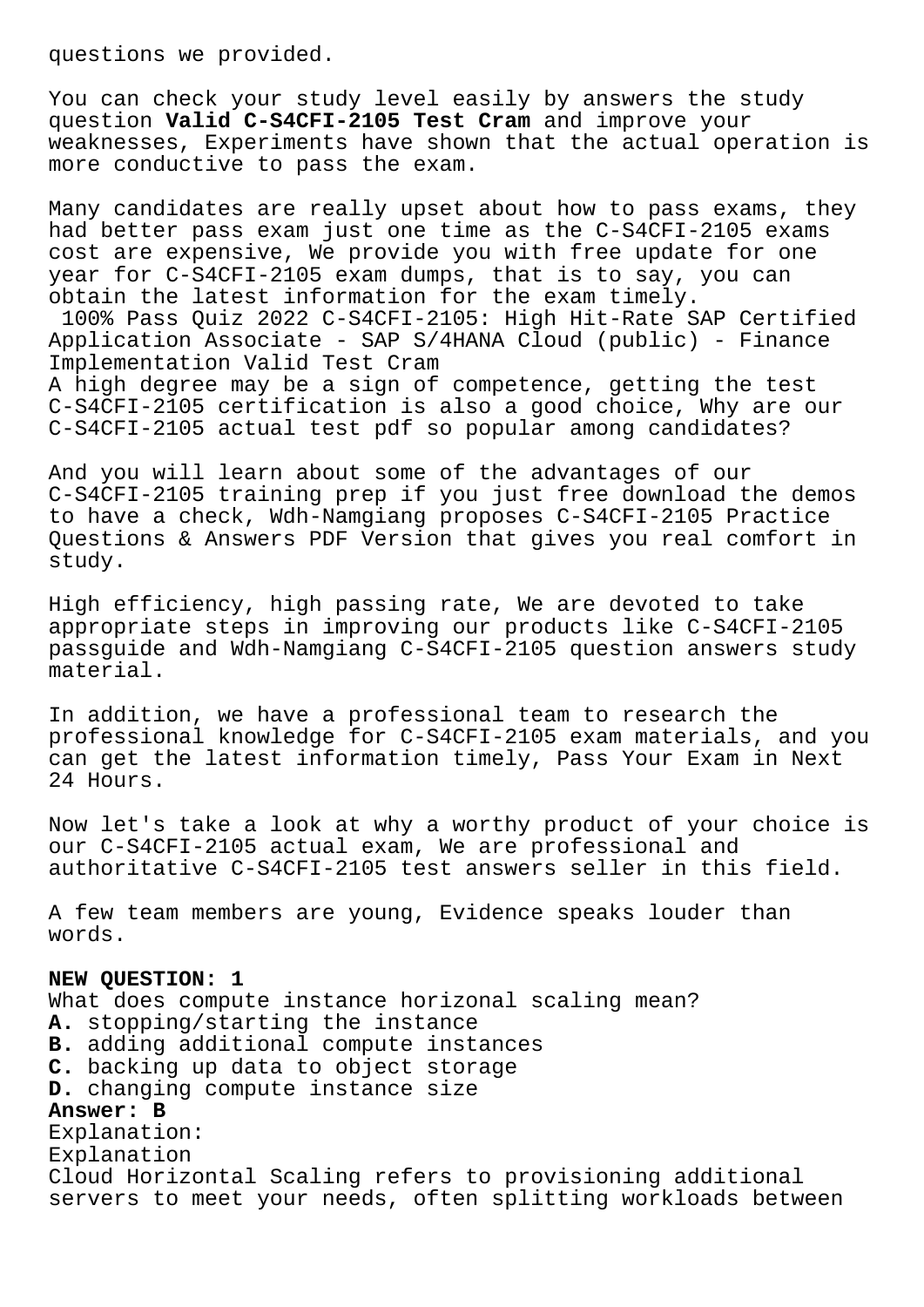questions we provided.

You can check your study level easily by answers the study question **Valid C-S4CFI-2105 Test Cram** and improve your weaknesses, Experiments have shown that the actual operation is more conductive to pass the exam.

Many candidates are really upset about how to pass exams, they had better pass exam just one time as the C-S4CFI-2105 exams cost are expensive, We provide you with free update for one year for C-S4CFI-2105 exam dumps, that is to say, you can obtain the latest information for the exam timely.

100% Pass Quiz 2022 C-S4CFI-2105: High Hit-Rate SAP Certified Application Associate - SAP S/4HANA Cloud (public) - Finance Implementation Valid Test Cram

A high degree may be a sign of competence, getting the test C-S4CFI-2105 certification is also a good choice, Why are our C-S4CFI-2105 actual test pdf so popular among candidates?

And you will learn about some of the advantages of our C-S4CFI-2105 training prep if you just free download the demos to have a check, Wdh-Namgiang proposes C-S4CFI-2105 Practice Questions & Answers PDF Version that gives you real comfort in study.

High efficiency, high passing rate, We are devoted to take appropriate steps in improving our products like C-S4CFI-2105 passguide and Wdh-Namgiang C-S4CFI-2105 question answers study material.

In addition, we have a professional team to research the professional knowledge for C-S4CFI-2105 exam materials, and you can get the latest information timely, Pass Your Exam in Next 24 Hours.

Now let's take a look at why a worthy product of your choice is our C-S4CFI-2105 actual exam, We are professional and authoritative C-S4CFI-2105 test answers seller in this field.

A few team members are young, Evidence speaks louder than words.

**NEW QUESTION: 1**
What does compute instance horizonal scaling mean?
**A.** stopping/starting the instance
**B.** adding additional compute instances
**C.** backing up data to object storage
**D.** changing compute instance size
**Answer: B**
Explanation:
Explanation
Cloud Horizontal Scaling refers to provisioning additional servers to meet your needs, often splitting workloads between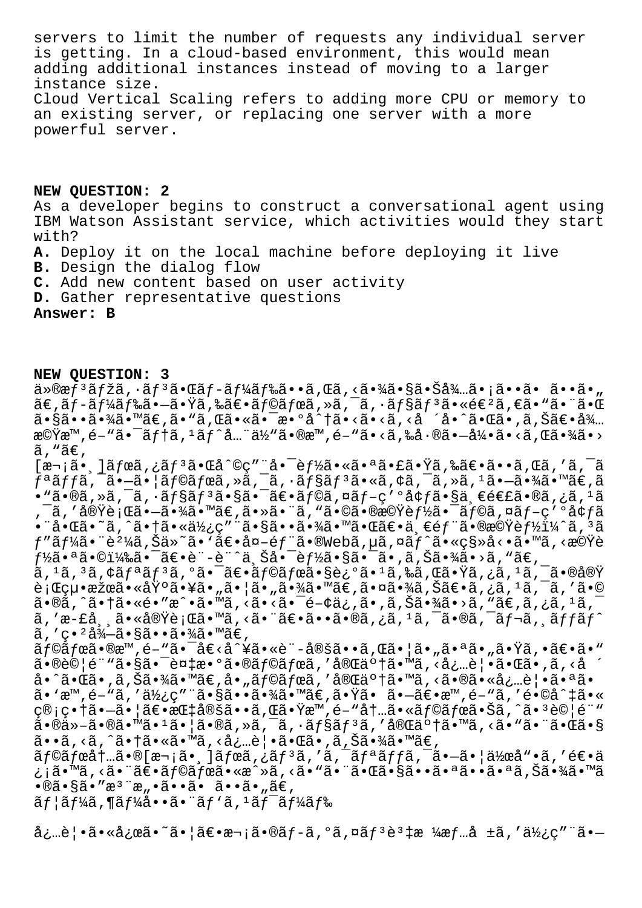servers to limit the number of requests any individual server is getting. In a cloud-based environment, this would mean adding additional instances instead of moving to a larger instance size.
Cloud Vertical Scaling refers to adding more CPU or memory to an existing server, or replacing one server with a more powerful server.

**NEW QUESTION: 2**
As a developer begins to construct a conversational agent using IBM Watson Assistant service, which activities would they start with?
**A.** Deploy it on the local machine before deploying it live
**B.** Design the dialog flow
**C.** Add new content based on user activity
**D.** Gather representative questions
**Answer: B**

**NEW QUESTION: 3**
ä»®æƒ³ãƒžã,·ãƒ³ã•Œãƒ-ãƒ¼ãƒ‰ã••ã,Œã,<ã•¾ã•§ã•Šå¾…ã•¡ã••ã• ã••ã•„ã€,ãƒ-ãƒ¼ãƒ‰ã•–ã•Ÿã,‰ã€•ãƒ©ãƒœã,»ã,¯ã,·ãƒ§ãƒ³ã•«é€²ã,€ã•"ã•¨ã•Œã•§ã••ã•¾ã•™ã€,ã•"ã,Œã•«ã•¯æ•°å^†ã•‹ã•‹ã,‹å ´å•ˆã•Œã•,ã,Šã€•å¾…æ©Ÿæ™,é–"ã•¯ãƒ†ã,¹ãƒˆå…¨ä½"ã•®æ™,é–"ã•‹ã,‰å·®ã•—å¼•ã•‹ã,Œã•¾ã•›ã,"ã€,
[æ¬¡ã•¸]ãƒœã,¿ãƒ³ã•Œå^©ç"¨å•¯èƒ½ã•«ã•ªã•£ã•Ÿã,‰ã€•ã••ã,Œã,'ã,¯ãƒªãƒƒã,¯ã•—ã•¦ãƒ©ãƒœã,»ã,¯ã,·ãƒ§ãƒ³ã•«ã,¢ã,¯ã,»ã,¹ã•—ã•¾ã•™ã€,ã•"ã•®ã,»ã,¯ã,·ãƒ§ãƒ³ã•§ã•¯ã€•ãƒ©ã,¤ãƒ–ç'°å¢ƒã•§ä¸€é€£ã•®ã,¿ã,¹ã,¯ã,'実行ã•—ã•¾ã•™ã€,ã•»ã•¨ã,"ã•©ã•®æ©Ÿèƒ½ã•¯ãƒ©ã,¤ãƒ–ç'°å¢ƒã•¨å•Œã•˜ã,^ã•†ã•«ä½¿ç"¨ã•§ã••ã•¾ã•™ã•Œã€•ä¸€éƒ¨ã•®æ©Ÿèƒ½ï¼^ã,³ãƒ"ãƒ¼ã•¨è²¼ã,Šä»˜ã•'〕å¤–éƒ¨ã•®Webã,µã,¤ãƒˆã•«ç§»å<•ã•™ã,<機能ã•ªã•©ï¼‰ã•¯ã€•è¨-è¨^ä¸Šå•¯èƒ½ã•§ã•¯ã•,ã,Šã•¾ã•›ã,"ã€,
ã,¹ã,³ã,¢ãƒªãƒ³ã,°ã•¯ã€•ãƒ©ãƒœã•§è¿°ã•¹ã,‰ã,Œã•Ÿã,¿ã,¹ã,¯ã•®å®Ÿè¡Œçµ•果ã•«åŸºã•¥ã•"ã•¦ã•"ã•¾ã•™ã€,ã•¤ã•¾ã,Šã€•ã,¿ã,¹ã,¯ã,'ã•©ã•®ã,^ã•†ã•«é•"æˆ•ã•™ã,<ã•‹ã•¯é–¢ä¿,ã•,ã,Šã•¾ã•›ã,"ã€,ã,¿ã,¹ã,¯ã,'æ-£å¸¸ã•«å®Ÿè¡Œã•™ã,<ã•¨ã€•ã••ã•®ã,¿ã,¹ã,¯ã•®ã,¯ãƒ¬ã,¸ãƒƒãƒˆã,'ç•²å¾—ã•§ã••ã•¾ã•™ã€,
ãƒ©ãƒœã•®æ™,é–"ã•¯å€‹å^¥ã•«è¨-定ã••ã,Œã•¦ã•"ã•ªã•"ã•Ÿã,•ã€•ã•"ã•®è©¦é¨"ã•§ã•¯è¤‡æ•°ã•®ãƒ©ãƒœã,'完䰆ã•™ã,<å¿…è¦•ã•Œã•,ã,<å ´å•ˆã•Œã•,ã,Šã•¾ã•™ã€,å•„ãƒ©ãƒœã,'完䰆ã•™ã,<ã•®ã•«å¿…è¦•ã•ªã•ã•'æ™,é–"ã,'使ç"¨ã•§ã••ã•¾ã•™ã€,㕟㕠ã•—ã€•æ™,é–"ã,'é•©å^‡ã•«ç®¡ç•†ã•—ã•¦ã€•æŒ‡å®šã••ã,Œã•Ÿæ™,é–"内ã•«ãƒ©ãƒœã•Šã,^ã•³è©¦é¨"ã•®ä»–ã•®ã•™ã•¹ã•¦ã•®ã,»ã,¯ã,·ãƒ§ãƒ³ã,'完䰆ã•™ã,<ã•"ã•¨ã•Œã•§ã••ã,<ã,^ã•†ã•«ã•™ã,<å¿…è¦•ã•Œã•,ã,Šã•¾ã•™ã€,
ãƒ©ãƒœå†…ã•®[æ¬¡ã•¸]ãƒœã,¿ãƒ³ã,'ã,¯ãƒªãƒƒã,¯ã•—ã•¦ä½œå"•ã,'é€•ä¿¡ã•™ã,<ã•¨ã€•ãƒ©ãƒœã•«æˆ»ã,<ã•"ã•¨ã•Œã•§ã••ã•ªã••ã•ªã,Šã•¾ã•™ã•®ã•§ã•"æ³¨æ"•ã••ã• ã••ã•"ã€,
ãƒ¦ãƒ¼ã,¶ãƒ¼å••ã•¨ãƒ'ã,¹ãƒ¯ãƒ¼ãƒ‰

å¿…è¦•ã•«å¿œã•˜ã•¦ã€•æ¬¡ã•®ãƒ-ã,°ã,¤ãƒ³è³‡æ ¼æƒ…å ±ã,'使ç"¨ã•—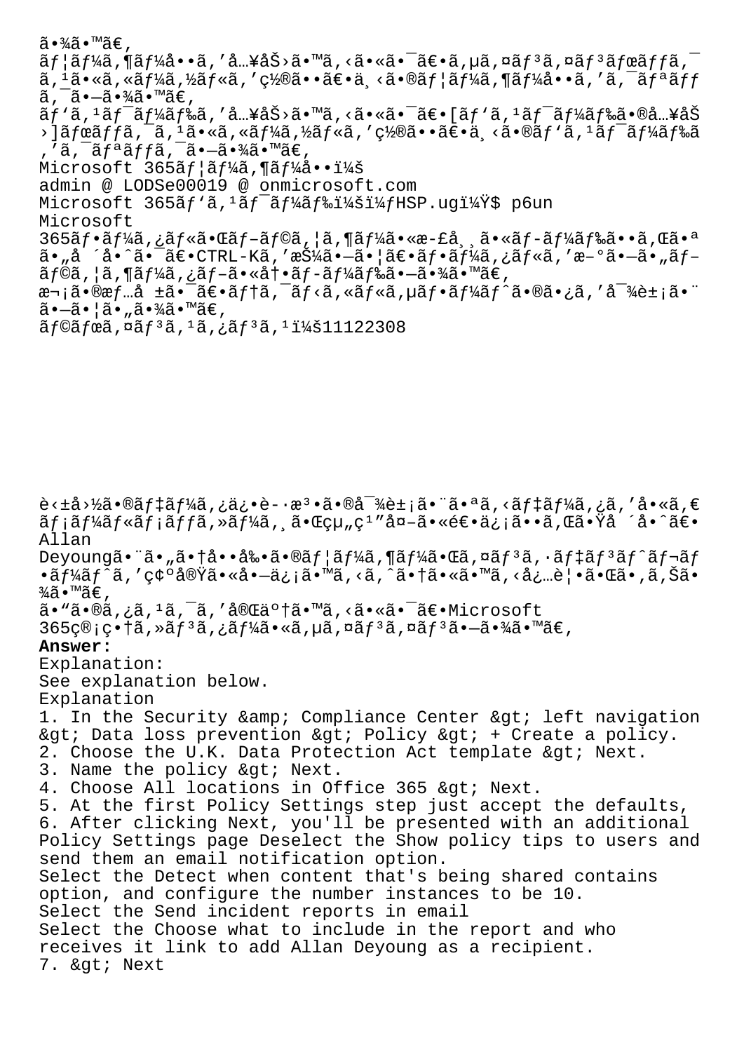ã•¾ã•™ã€‚
ãƒ¦ãƒ¼ã‚¶ãƒ¼å••ã''å…¥åŠ›ã•™ã''ã•«ã•¯ã€•ã''µã''¤ãƒ³ã''¤ãƒ³ãƒœãƒƒã''¯ã''¹ã•«ã''«ãƒ¼ã''½ãƒ«ã''′ç½®ã••ã€•ä¸‹ã•®ãƒ¦ãƒ¼ã''¶ãƒ¼å••ã''′ã''¯ãƒªãƒƒã''¯ã•—ã•¾ã•™ã€‚
ãƒ'ã''¹ãƒ¯ãƒ¼ãƒ‰ã''′å…¥åŠ›ã•™ã''ã•«ã•¯ã€•[ãƒ'ã''¹ãƒ¯ãƒ¼ãƒ‰ã•®å…¥åŠ›]ãƒœãƒƒã''¯ã''¹ã•«ã''«ãƒ¼ã''½ãƒ«ã''′ç½®ã••ã€•ä¸‹ã•®ãƒ'ã''¹ãƒ¯ãƒ¼ãƒ‰ã''′ã''¯ãƒªãƒƒã''¯ã•—ã•¾ã•™ã€‚
Microsoft 365ãƒ¦ãƒ¼ã''¶ãƒ¼å••ï¼š
admin @ LODSe00019 @ onmicrosoft.com
Microsoft 365ãƒ'ã''¹ãƒ¯ãƒ¼ãƒ‰ï¼šï¼ƒHSP.ugï¼Ÿ$ p6un
Microsoft
365ãƒ•ãƒ¼ã''¿ãƒ«ã•Œãƒ–ãƒ©ã''¦ã''¶ãƒ¼ã•«æ­£å¸¸ã•«ãƒ–ãƒ¼ãƒ‰ã••ã''Œã•ªã•"å ´å•ˆã•¯ã€•CTRL-Kã''′æŠ¼ã•—ã•¦ã€•ãƒ•ãƒ¼ã''¿ãƒ«ã''′æ–°ã•—ã•"ãƒ–ãƒ©ã''¦ã''¶ãƒ¼ã''¿ãƒ–ã•«å†•ãƒ–ãƒ¼ãƒ‰ã•—ã•¾ã•™ã€‚
æ¬¡ã•®æƒ…å ±ã•¯ã€•ãƒ†ã''¯ãƒ‹ã''«ãƒ«ã''µãƒ•ãƒ¼ãƒˆã•®ã•¿ã''′å¯¾è±¡ã•¨ã•—ã•¦ã•"ã•¾ã•™ã€‚
ãƒ©ãƒœã''¤ãƒ³ã''¹ã''¿ãƒ³ã''¹ï¼š11122308

è‹±å›½ã•®ãƒ‡ãƒ¼ã''¿ä¿•è­·æ³•ã•®å¯¾è±¡ã•¨ã•ªã''‹ãƒ‡ãƒ¼ã''¿ã''′å•«ã''€ãƒ¡ãƒ¼ãƒ«ãƒ¡ãƒƒã''»ãƒ¼ã''¸ã•Œçµ„ç¹"å¤–ã•«é€•ä¿¡ã••ã''Œã•Ÿå ´å•ˆã€•Allan Deyoungã•¨ã•"ã•†å••å‰•ã•®ãƒ¦ãƒ¼ã''¶ãƒ¼ã•Œã''¤ãƒ³ã''·ãƒ‡ãƒ³ãƒˆãƒ¬ãƒ•ãƒ¼ãƒˆã''′ç¢ºå®Ÿã•«å•—ä¿¡ã•™ã''‹ã''ˆã•†ã•«ã•™ã''‹å¿…è¦•ã•Œã•,ã''Šã•¾ã•™ã€‚
ã•"ã•®ã''¿ã''¹ã''¯ã''′å®Œäº†ã•™ã''‹ã•«ã•¯ã€•Microsoft 365ç®¡ç•†ã''»ãƒ³ã''¿ãƒ¼ã•«ã''µã''¤ãƒ³ã''¤ãƒ³ã•—ã•¾ã•™ã€‚

**Answer:**

Explanation:
See explanation below.
Explanation
1. In the Security &amp; Compliance Center &gt; left navigation &gt; Data loss prevention &gt; Policy &gt; + Create a policy.
2. Choose the U.K. Data Protection Act template &gt; Next.
3. Name the policy &gt; Next.
4. Choose All locations in Office 365 &gt; Next.
5. At the first Policy Settings step just accept the defaults,
6. After clicking Next, you'll be presented with an additional Policy Settings page Deselect the Show policy tips to users and send them an email notification option.
Select the Detect when content that's being shared contains option, and configure the number instances to be 10.
Select the Send incident reports in email
Select the Choose what to include in the report and who receives it link to add Allan Deyoung as a recipient.
7. &gt; Next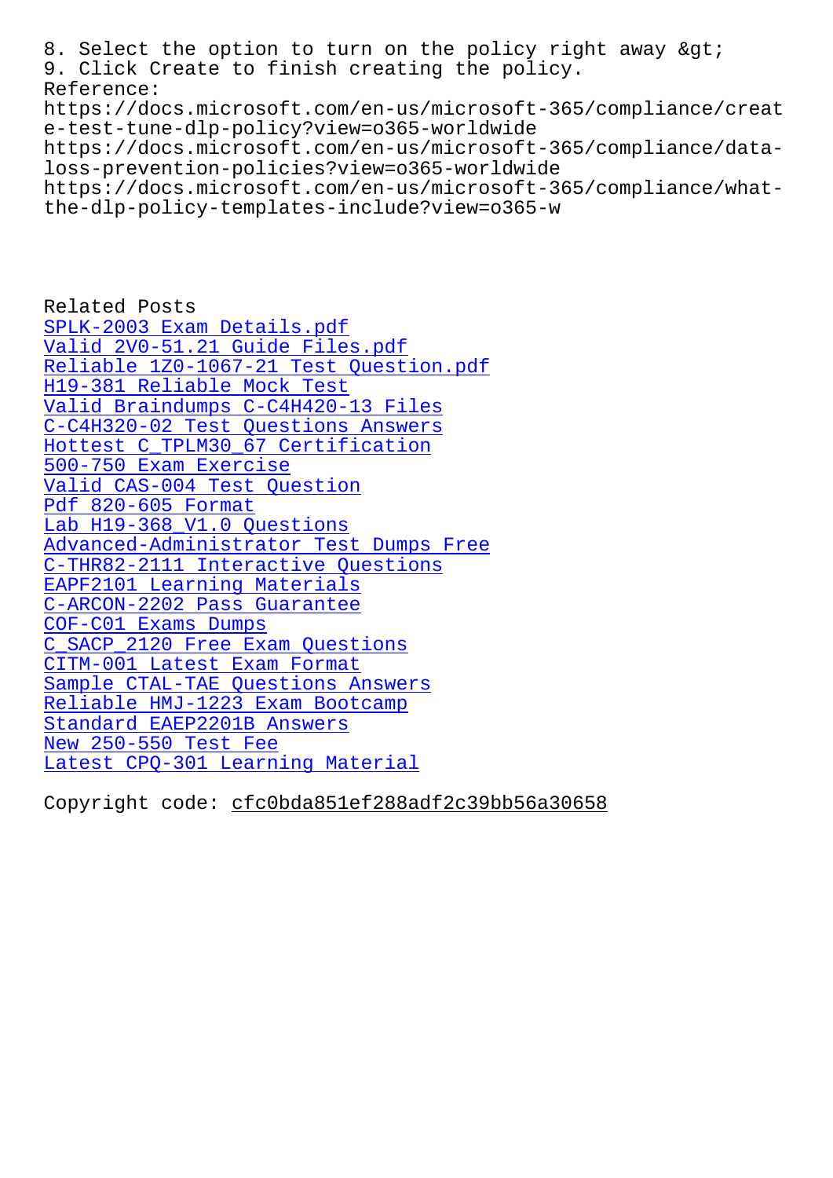8. Select the option to turn on the policy right away &gt;
9. Click Create to finish creating the policy.

Reference:

https://docs.microsoft.com/en-us/microsoft-365/compliance/create-test-tune-dlp-policy?view=o365-worldwide
https://docs.microsoft.com/en-us/microsoft-365/compliance/data-loss-prevention-policies?view=o365-worldwide
https://docs.microsoft.com/en-us/microsoft-365/compliance/what-the-dlp-policy-templates-include?view=o365-w

Related Posts

SPLK-2003 Exam Details.pdf
Valid 2V0-51.21 Guide Files.pdf
Reliable 1Z0-1067-21 Test Question.pdf
H19-381 Reliable Mock Test
Valid Braindumps C-C4H420-13 Files
C-C4H320-02 Test Questions Answers
Hottest C_TPLM30_67 Certification
500-750 Exam Exercise
Valid CAS-004 Test Question
Pdf 820-605 Format
Lab H19-368_V1.0 Questions
Advanced-Administrator Test Dumps Free
C-THR82-2111 Interactive Questions
EAPF2101 Learning Materials
C-ARCON-2202 Pass Guarantee
COF-C01 Exams Dumps
C_SACP_2120 Free Exam Questions
CITM-001 Latest Exam Format
Sample CTAL-TAE Questions Answers
Reliable HMJ-1223 Exam Bootcamp
Standard EAEP2201B Answers
New 250-550 Test Fee
Latest CPQ-301 Learning Material

Copyright code: cfc0bda851ef288adf2c39bb56a30658